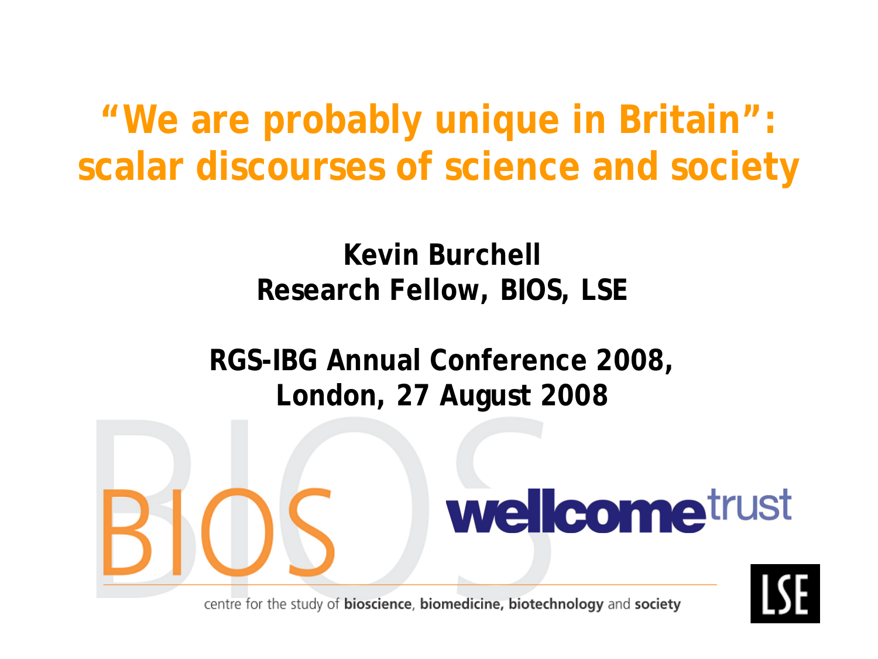# "We are probably unique in Britain": scalar discourses of science and society

**Kevin Burchell**
**Research Fellow, BIOS, LSE**

**RGS-IBG Annual Conference 2008, London, 27 August 2008**

BIOS

wellcome trust

centre for the study of **bioscience**, **biomedicine, biotechnology** and **society**

LSE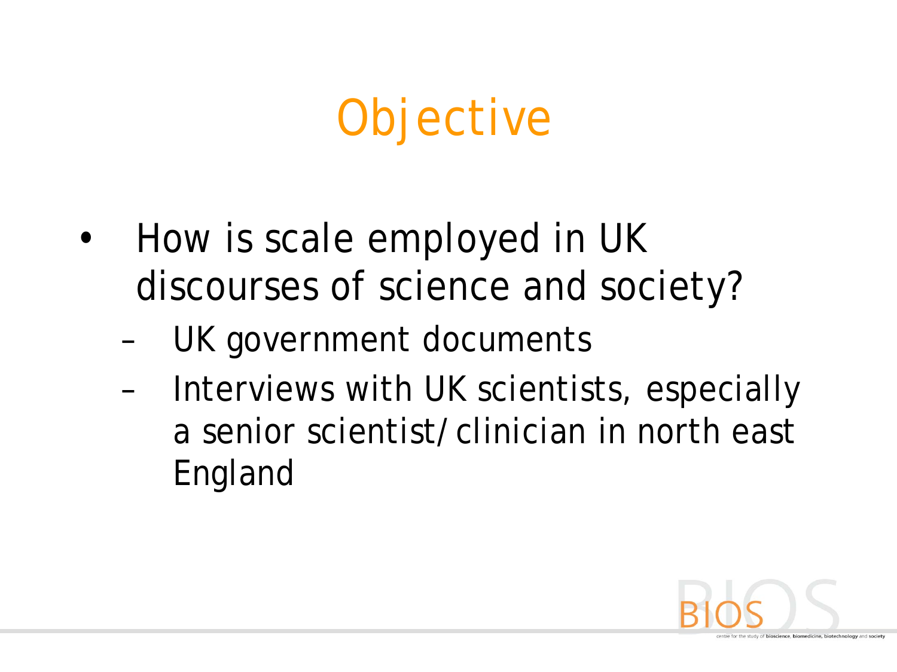# Objective

- How is scale employed in UK discourses of science and society?
  - UK government documents
  - Interviews with UK scientists, especially a senior scientist/clinician in north east England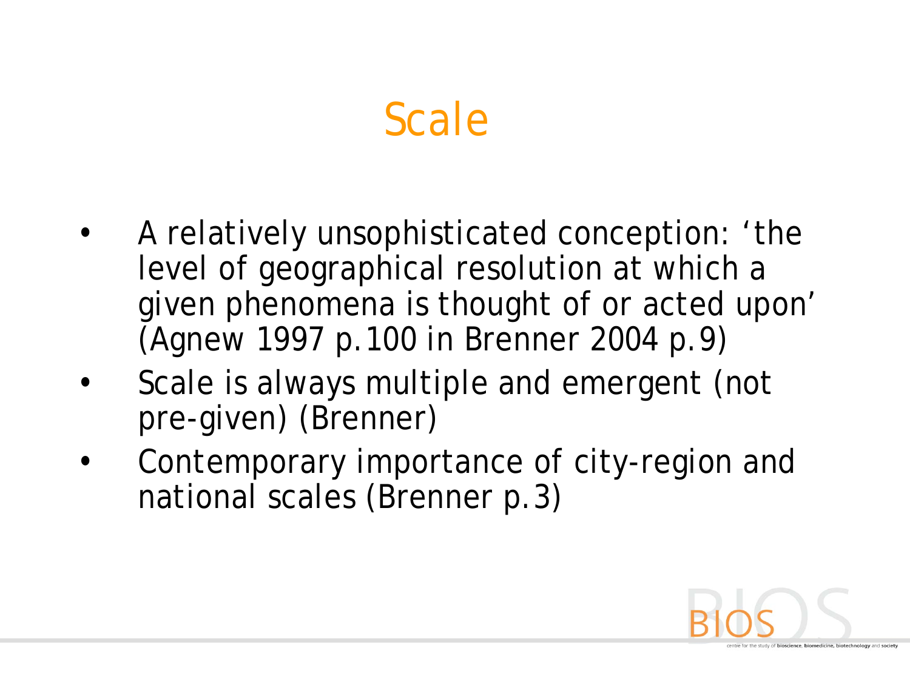# Scale

- A relatively unsophisticated conception: 'the level of geographical resolution at which a given phenomena is thought of or acted upon' (Agnew 1997 p.100 in Brenner 2004 p.9)
- Scale is always multiple and emergent (not pre-given) (Brenner)
- Contemporary importance of city-region and national scales (Brenner p.3)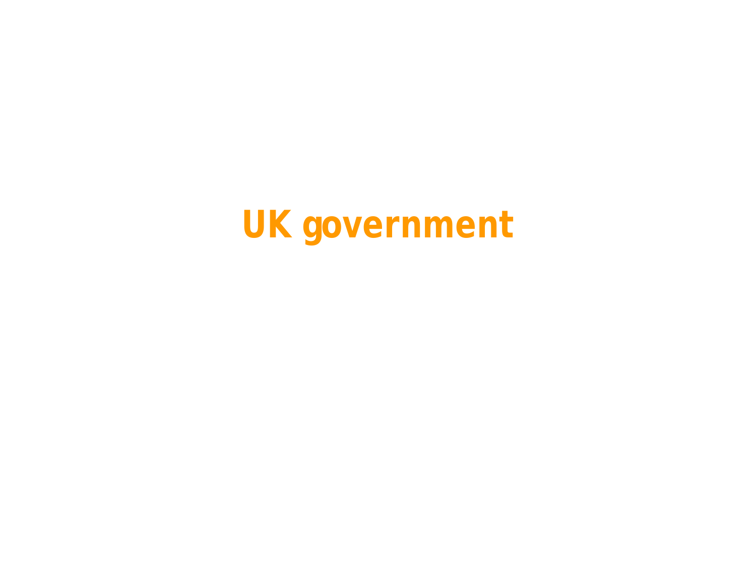# UK government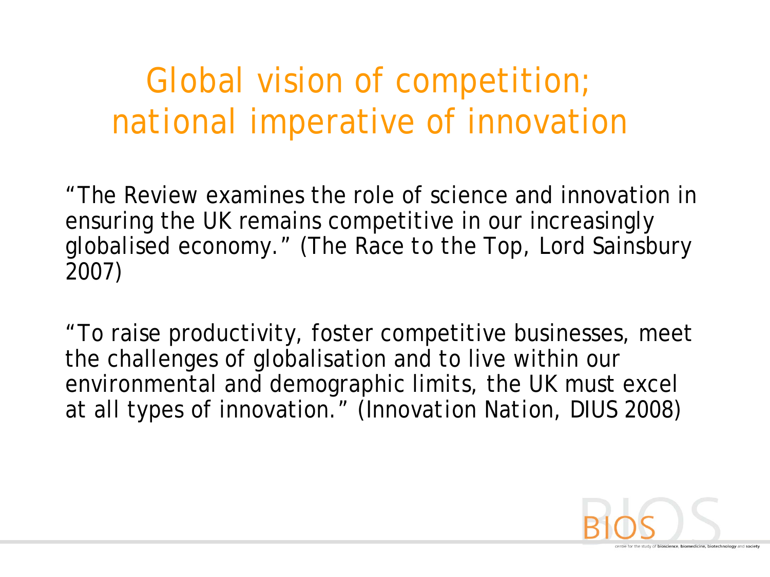# Global vision of competition; national imperative of innovation

"The Review examines the role of science and innovation in ensuring the UK remains competitive in our increasingly globalised economy." (*The Race to the Top*, Lord Sainsbury 2007)

"To raise productivity, foster competitive businesses, meet the challenges of globalisation and to live within our environmental and demographic limits, the UK must excel at all types of innovation." (*Innovation Nation*, DIUS 2008)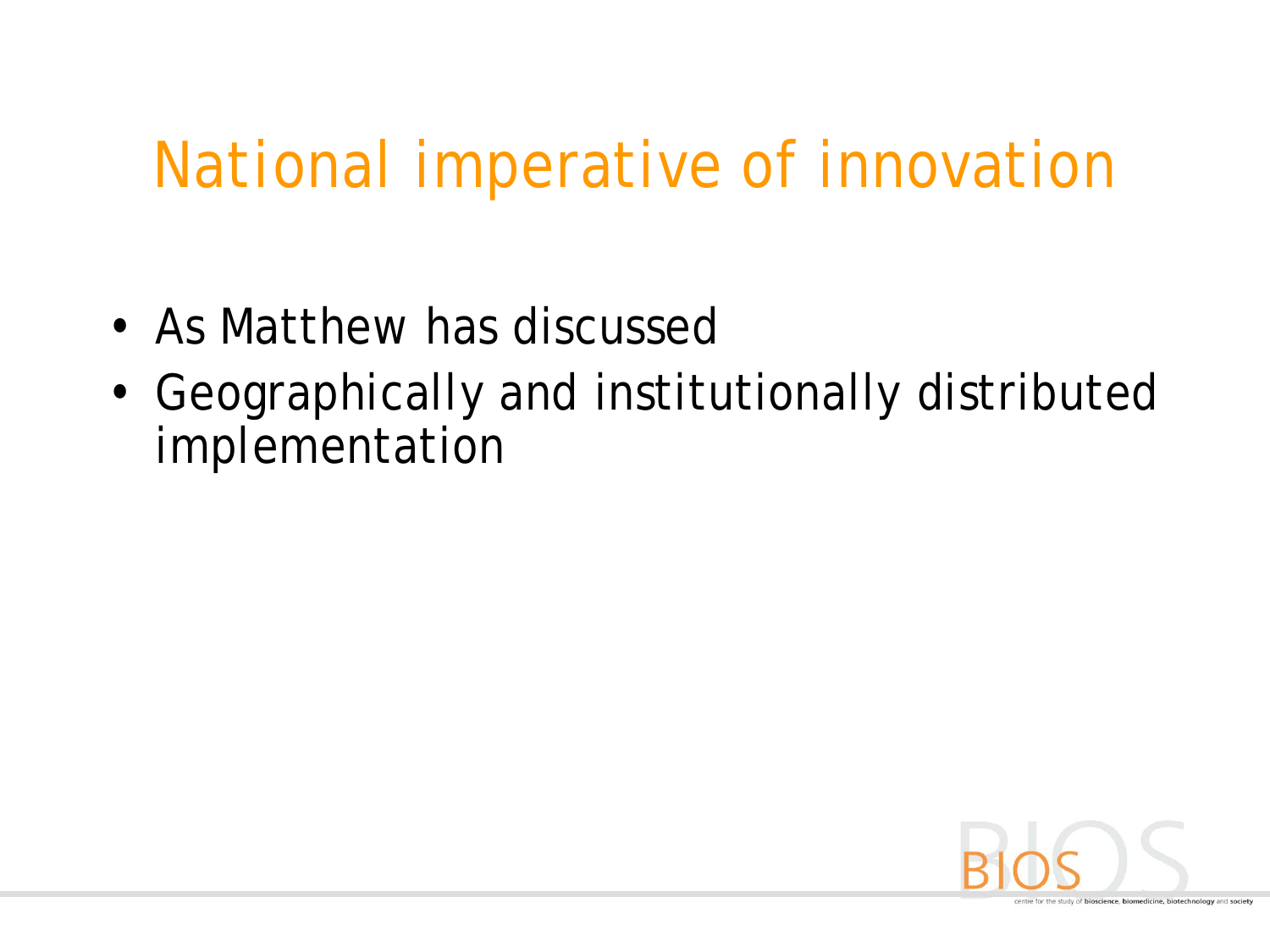# National imperative of innovation

- As Matthew has discussed
- Geographically and institutionally distributed implementation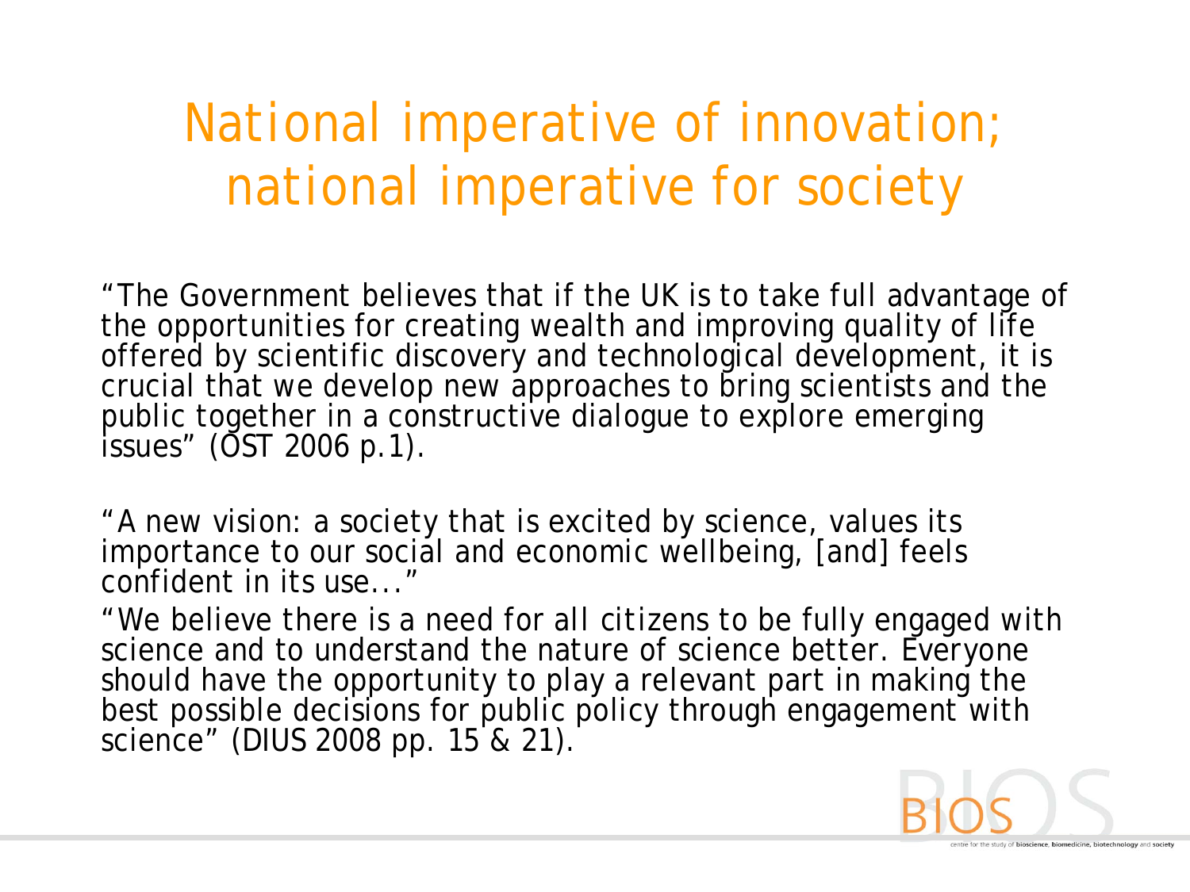# National imperative of innovation; national imperative for society

"The Government believes that if the UK is to take full advantage of the opportunities for creating wealth and improving quality of life offered by scientific discovery and technological development, it is crucial that we develop new approaches to bring scientists and the public together in a constructive dialogue to explore emerging issues" (OST 2006 p.1).

"A new vision: a society that is excited by science, values its importance to our social and economic wellbeing, [and] feels confident in its use..."

"We believe there is a need for all citizens to be fully engaged with science and to understand the nature of science better. Everyone should have the opportunity to play a relevant part in making the best possible decisions for public policy through engagement with science" (DIUS 2008 pp. 15 & 21).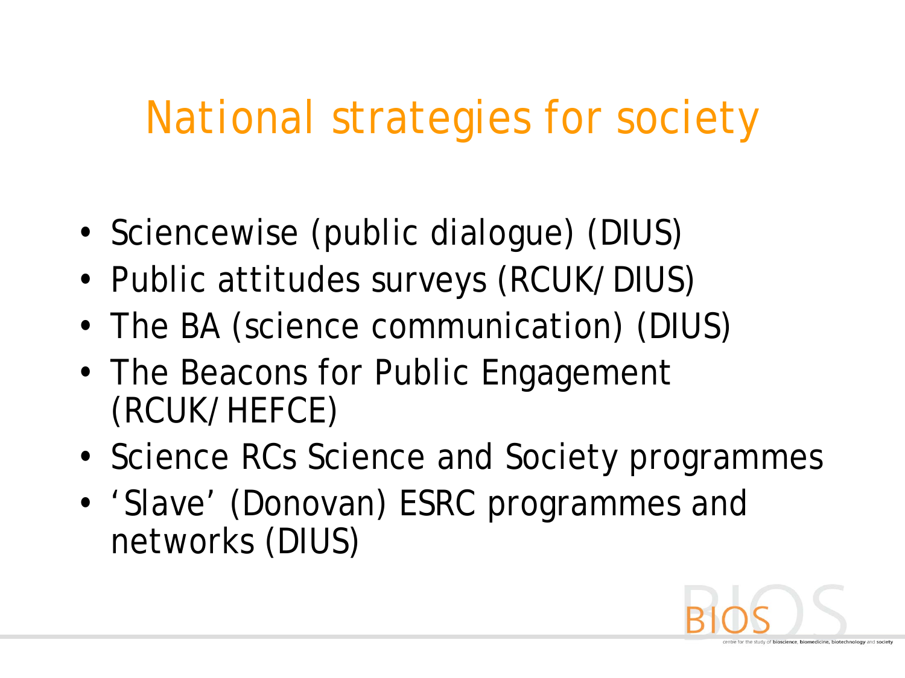# National strategies for society

- Sciencewise (public dialogue) (DIUS)
- Public attitudes surveys (RCUK/DIUS)
- The BA (science communication) (DIUS)
- The Beacons for Public Engagement (RCUK/HEFCE)
- Science RCs Science and Society programmes
- 'Slave' (Donovan) ESRC programmes and networks (DIUS)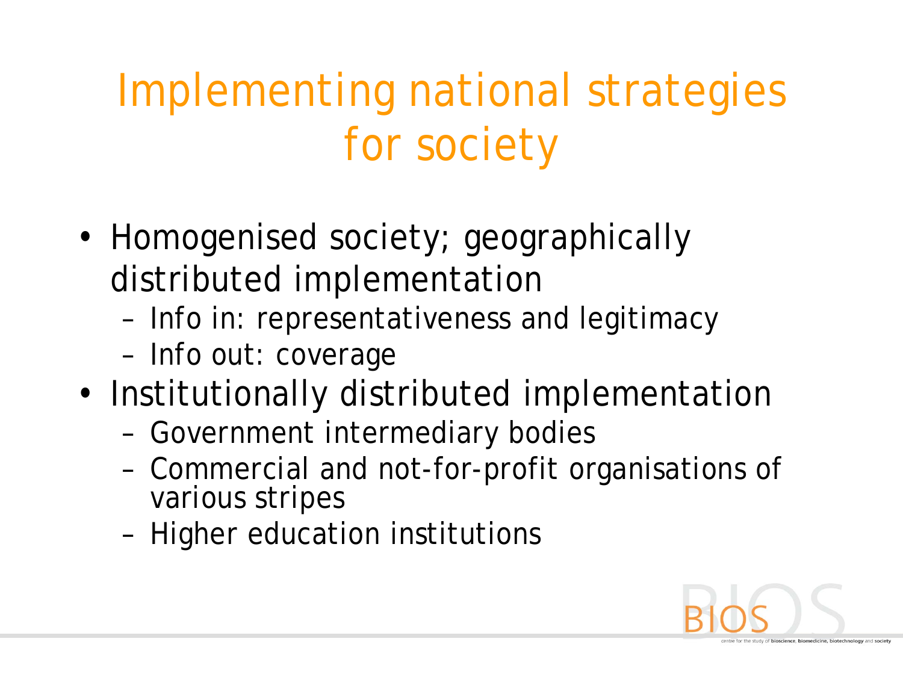# Implementing national strategies for society

- Homogenised society; geographically distributed implementation
  - Info in: representativeness and legitimacy
  - Info out: coverage
- Institutionally distributed implementation
  - Government intermediary bodies
  - Commercial and not-for-profit organisations of various stripes
  - Higher education institutions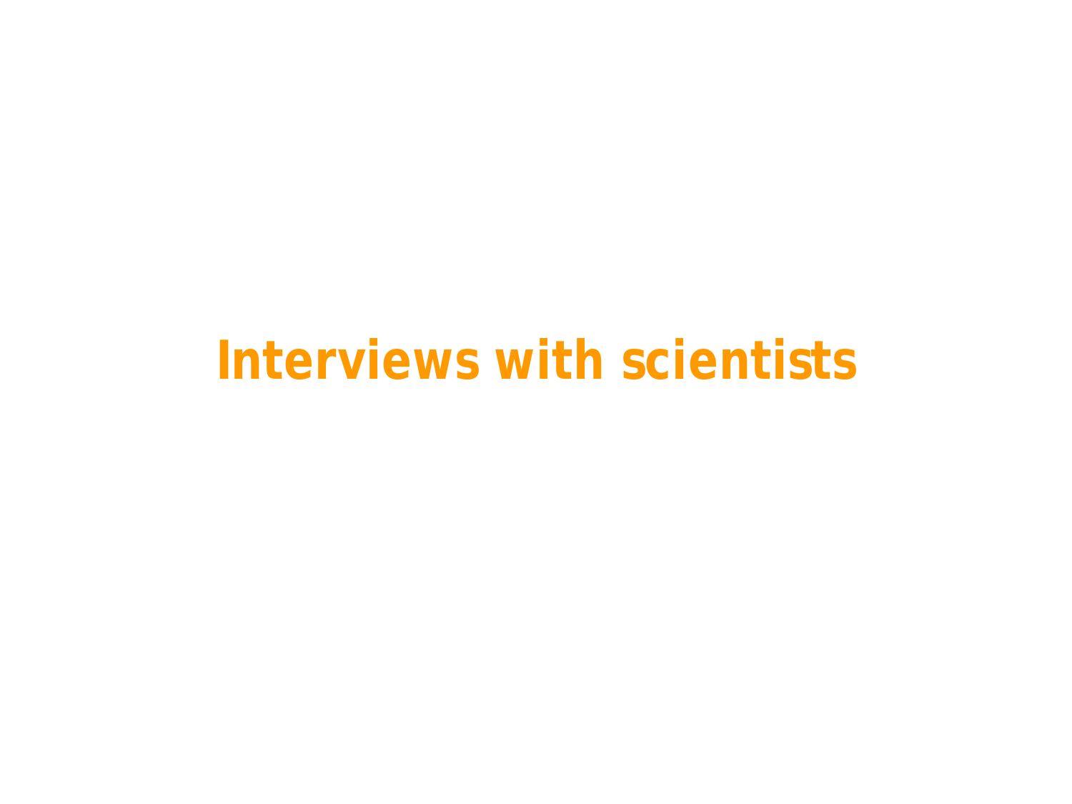# Interviews with scientists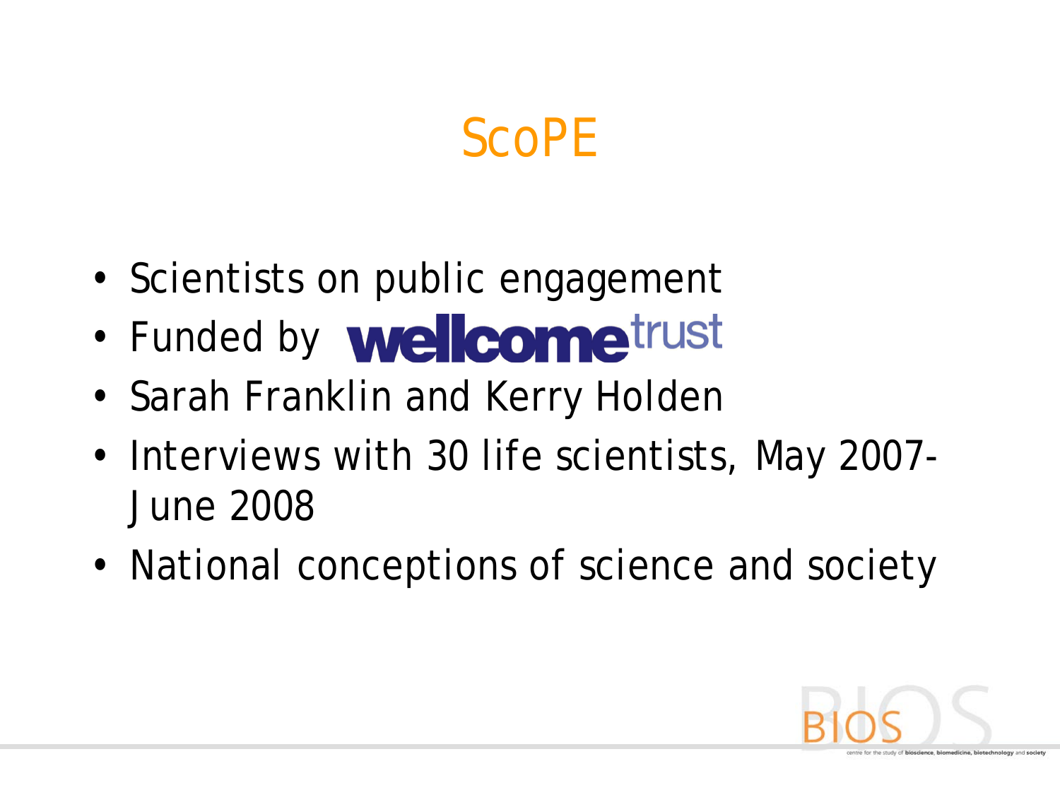# ScoPE

- Scientists on public engagement
- Funded by wellcome trust
- Sarah Franklin and Kerry Holden
- Interviews with 30 life scientists, May 2007-June 2008
- National conceptions of science and society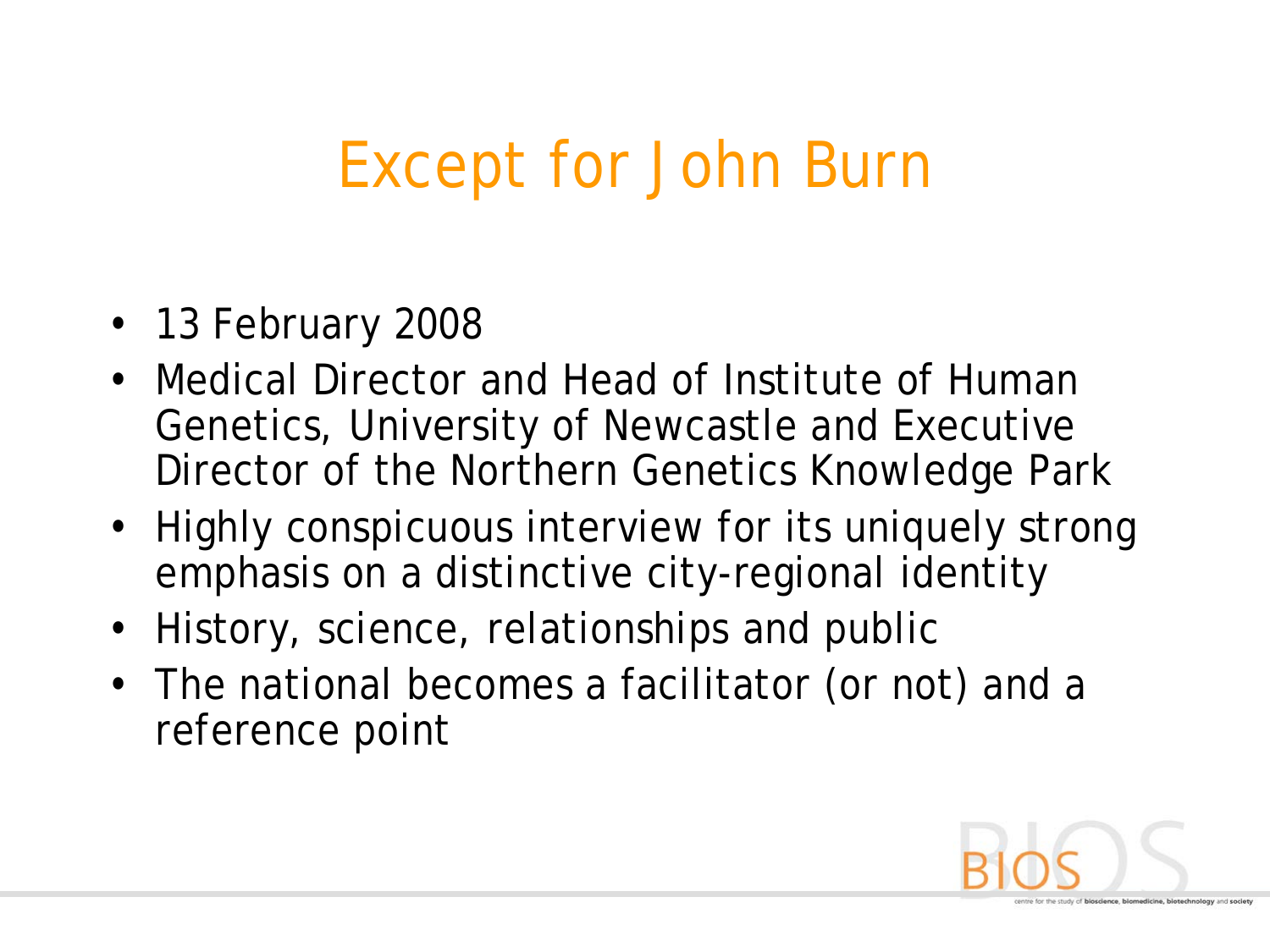# Except for John Burn

- 13 February 2008
- Medical Director and Head of Institute of Human Genetics, University of Newcastle and Executive Director of the Northern Genetics Knowledge Park
- Highly conspicuous interview for its uniquely strong emphasis on a distinctive city-regional identity
- History, science, relationships and public
- The national becomes a facilitator (or not) and a reference point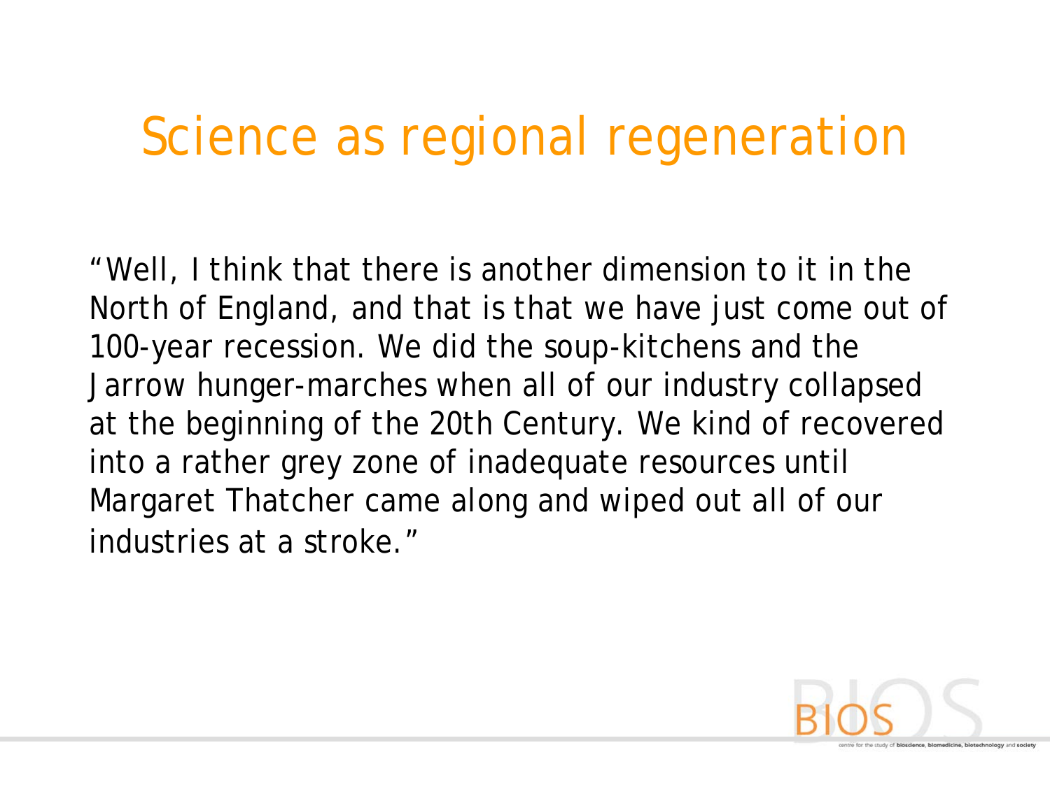# Science as regional regeneration

"Well, I think that there is another dimension to it in the North of England, and that is that we have just come out of 100-year recession. We did the soup-kitchens and the Jarrow hunger-marches when all of our industry collapsed at the beginning of the 20th Century. We kind of recovered into a rather grey zone of inadequate resources until Margaret Thatcher came along and wiped out all of our industries at a stroke."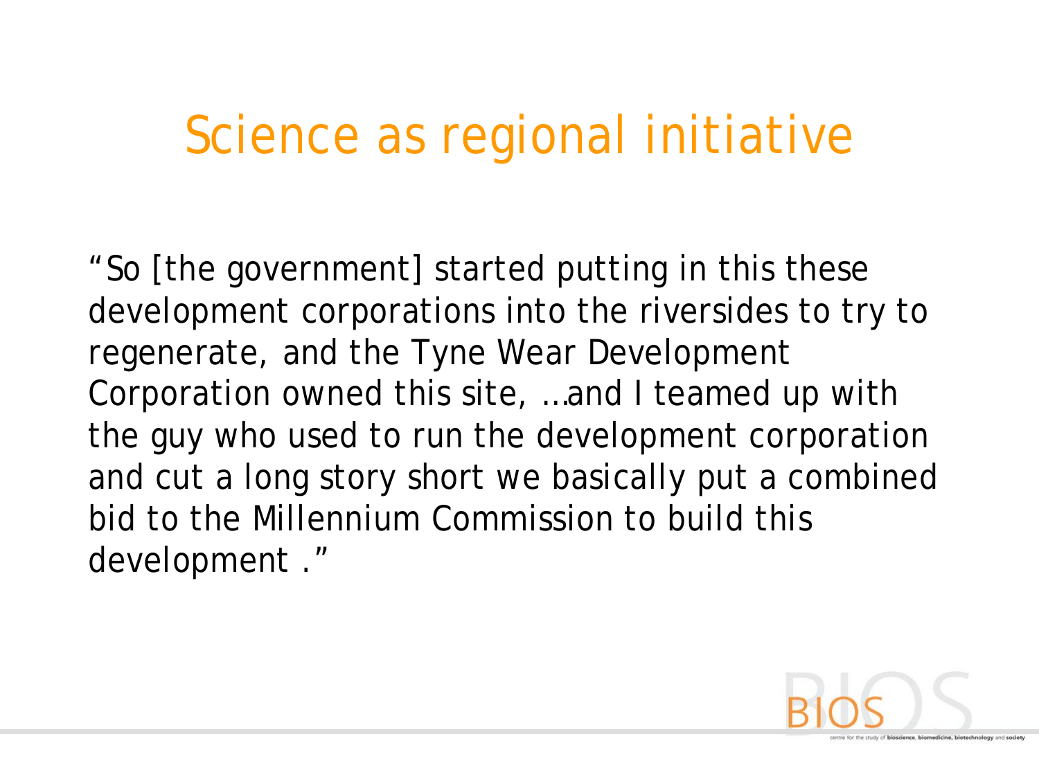# Science as regional initiative

"So [the government] started putting in this these development corporations into the riversides to try to regenerate, and the Tyne Wear Development Corporation owned this site, …and I teamed up with the guy who used to run the development corporation and cut a long story short we basically put a combined bid to the Millennium Commission to build this development ."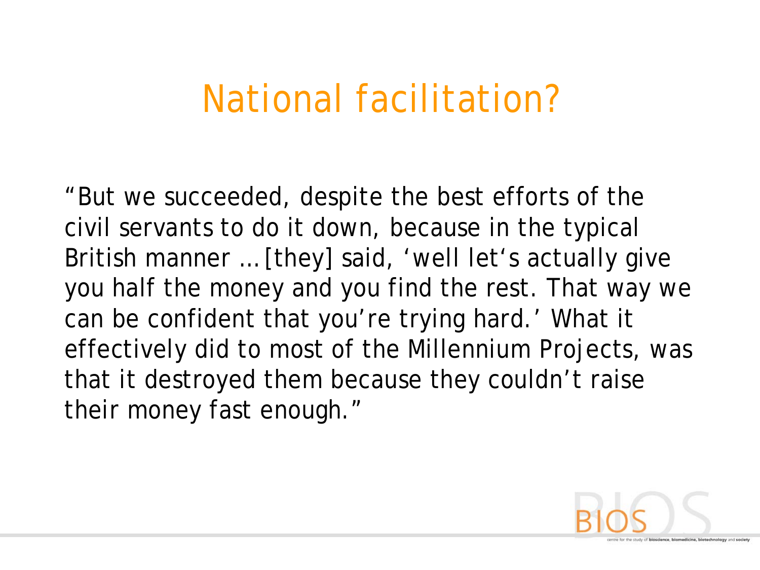# National facilitation?

"But we succeeded, despite the best efforts of the civil servants to do it down, because in the typical British manner … [they] said, 'well let's actually give you half the money and you find the rest. That way we can be confident that you're trying hard.' What it effectively did to most of the Millennium Projects, was that it destroyed them because they couldn't raise their money fast enough."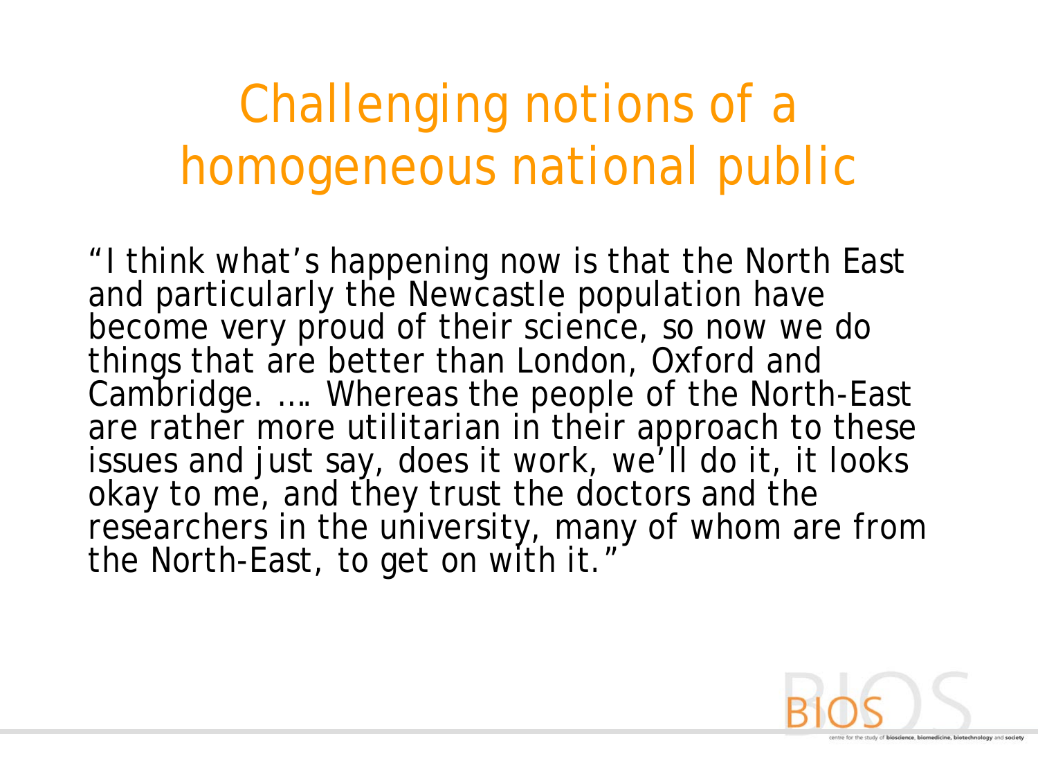# Challenging notions of a homogeneous national public

"I think what's happening now is that the North East and particularly the Newcastle population have become very proud of their science, so now we do things that are better than London, Oxford and Cambridge. …. Whereas the people of the North-East are rather more utilitarian in their approach to these issues and just say, does it work, we'll do it, it looks okay to me, and they trust the doctors and the researchers in the university, many of whom are from the North-East, to get on with it."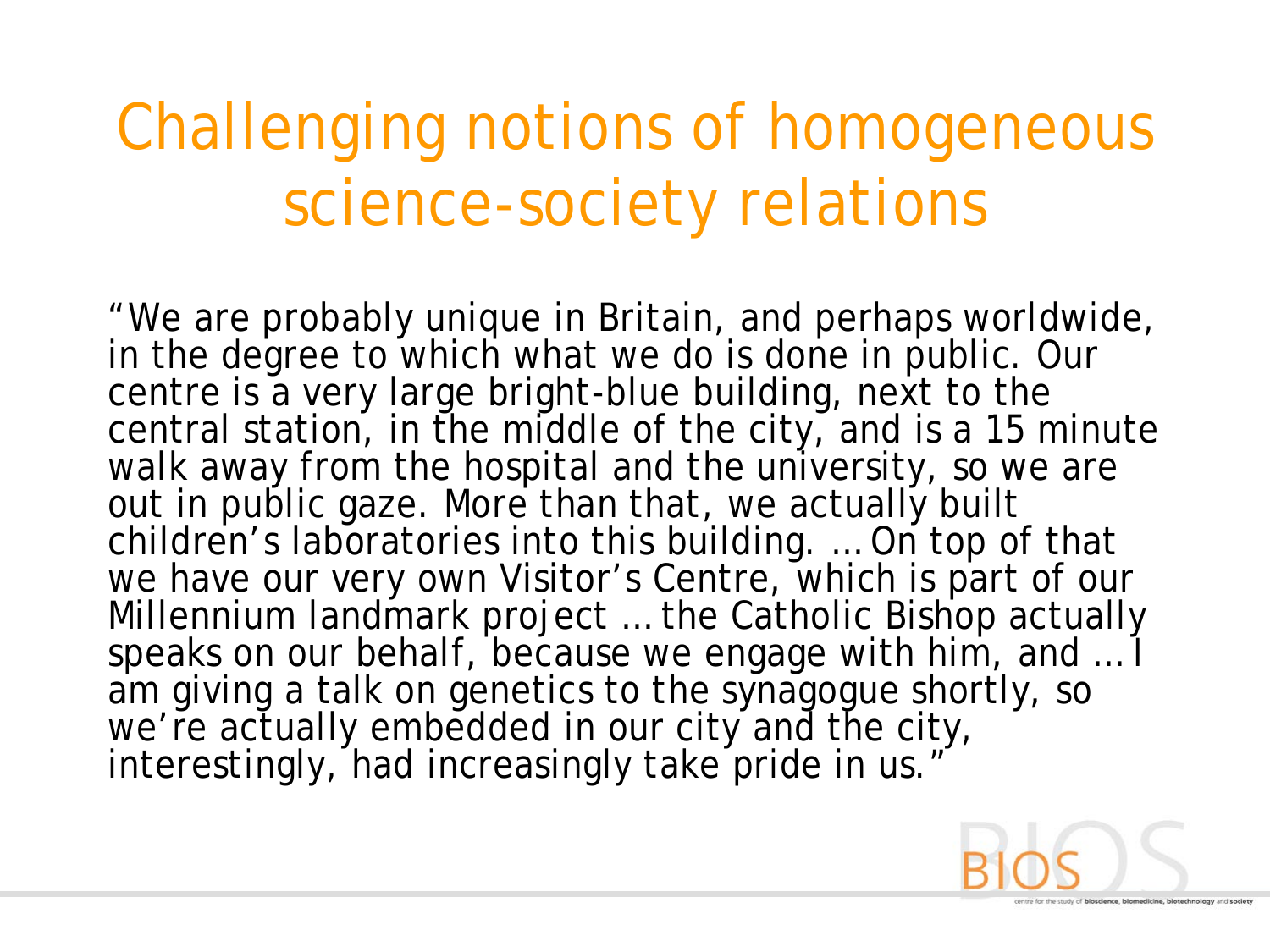# Challenging notions of homogeneous science-society relations

"We are probably unique in Britain, and perhaps worldwide, in the degree to which what we do is done in public. Our centre is a very large bright-blue building, next to the central station, in the middle of the city, and is a 15 minute walk away from the hospital and the university, so we are out in public gaze. More than that, we actually built children's laboratories into this building. … On top of that we have our very own Visitor's Centre, which is part of our Millennium landmark project … the Catholic Bishop actually speaks on our behalf, because we engage with him, and … I am giving a talk on genetics to the synagogue shortly, so we're actually embedded in our city and the city, interestingly, had increasingly take pride in us."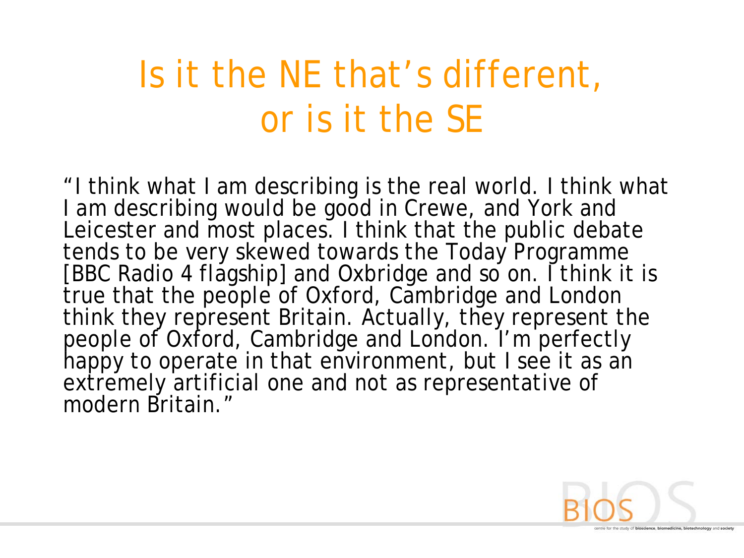# Is it the NE that's different, or is it the SE

"I think what I am describing is the real world. I think what I am describing would be good in Crewe, and York and Leicester and most places. I think that the public debate tends to be very skewed towards the Today Programme [BBC Radio 4 flagship] and Oxbridge and so on. I think it is true that the people of Oxford, Cambridge and London think they represent Britain. Actually, they represent the people of Oxford, Cambridge and London. I'm perfectly happy to operate in that environment, but I see it as an extremely artificial one and not as representative of modern Britain."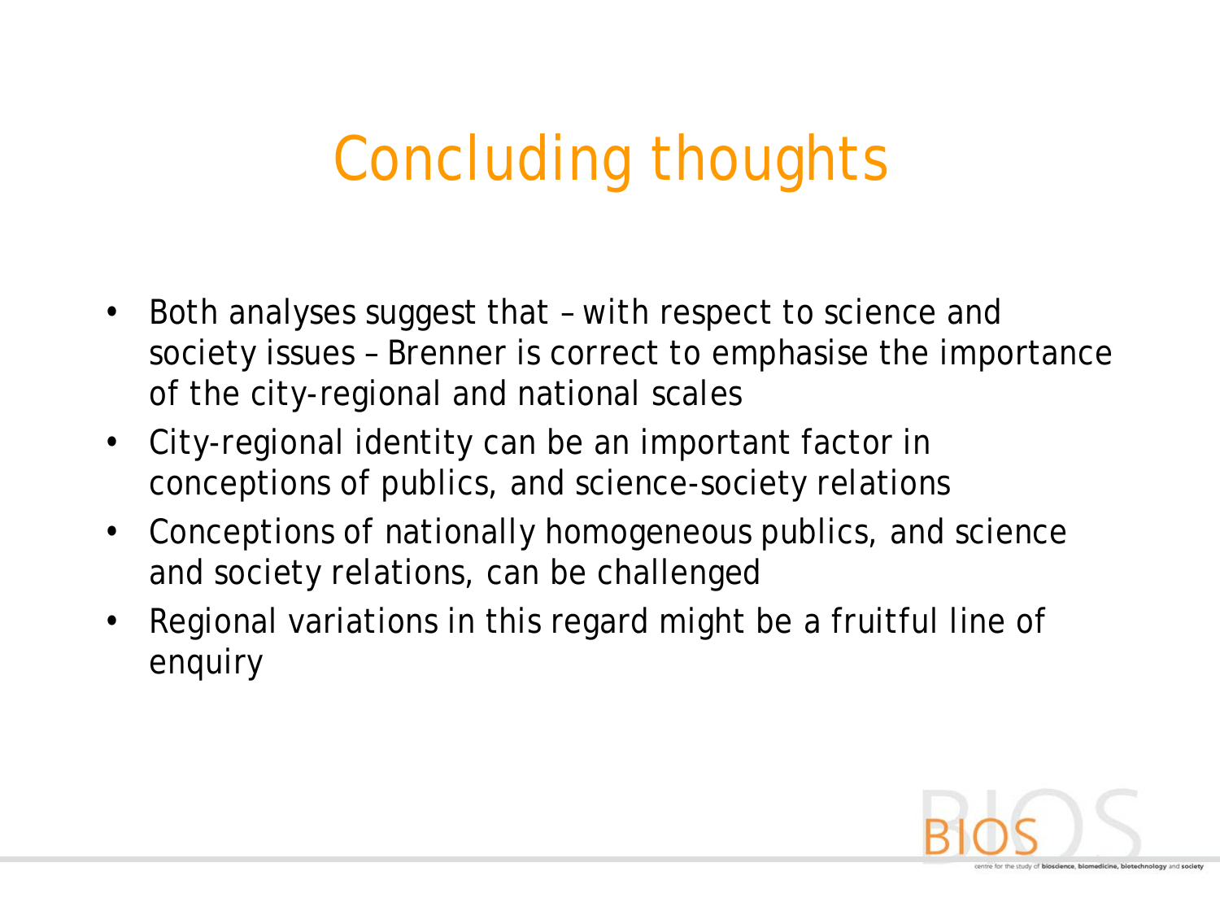# Concluding thoughts

- Both analyses suggest that – with respect to science and society issues – Brenner is correct to emphasise the importance of the city-regional and national scales
- City-regional identity can be an important factor in conceptions of publics, and science-society relations
- Conceptions of nationally homogeneous publics, and science and society relations, can be challenged
- Regional variations in this regard might be a fruitful line of enquiry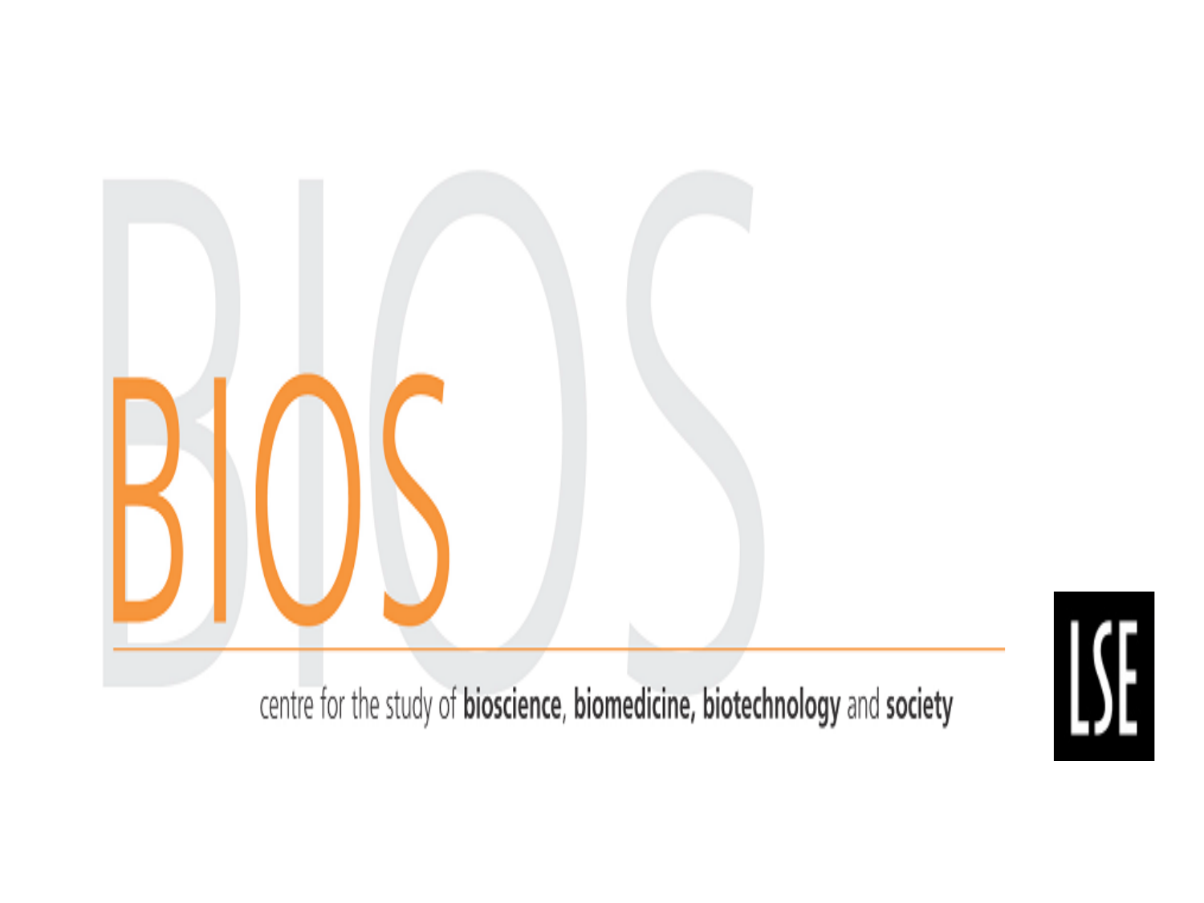# BIOS

centre for the study of **bioscience**, **biomedicine**, **biotechnology** and **society**

LSE